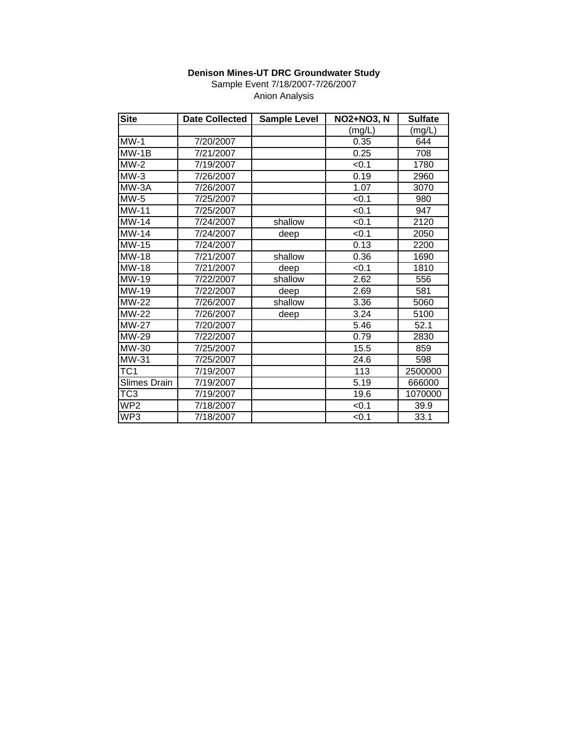**Denison Mines-UT DRC Groundwater Study**

Sample Event 7/18/2007-7/26/2007

Anion Analysis

| Site | Date Collected | Sample Level | NO2+NO3, N | Sulfate |
|---|---|---|---|---|
| | | | (mg/L) | (mg/L) |
| MW-1 | 7/20/2007 | | 0.35 | 644 |
| MW-1B | 7/21/2007 | | 0.25 | 708 |
| MW-2 | 7/19/2007 | | <0.1 | 1780 |
| MW-3 | 7/26/2007 | | 0.19 | 2960 |
| MW-3A | 7/26/2007 | | 1.07 | 3070 |
| MW-5 | 7/25/2007 | | <0.1 | 980 |
| MW-11 | 7/25/2007 | | <0.1 | 947 |
| MW-14 | 7/24/2007 | shallow | <0.1 | 2120 |
| MW-14 | 7/24/2007 | deep | <0.1 | 2050 |
| MW-15 | 7/24/2007 | | 0.13 | 2200 |
| MW-18 | 7/21/2007 | shallow | 0.36 | 1690 |
| MW-18 | 7/21/2007 | deep | <0.1 | 1810 |
| MW-19 | 7/22/2007 | shallow | 2.62 | 556 |
| MW-19 | 7/22/2007 | deep | 2.69 | 581 |
| MW-22 | 7/26/2007 | shallow | 3.36 | 5060 |
| MW-22 | 7/26/2007 | deep | 3.24 | 5100 |
| MW-27 | 7/20/2007 | | 5.46 | 52.1 |
| MW-29 | 7/22/2007 | | 0.79 | 2830 |
| MW-30 | 7/25/2007 | | 15.5 | 859 |
| MW-31 | 7/25/2007 | | 24.6 | 598 |
| TC1 | 7/19/2007 | | 113 | 2500000 |
| Slimes Drain | 7/19/2007 | | 5.19 | 666000 |
| TC3 | 7/19/2007 | | 19.6 | 1070000 |
| WP2 | 7/18/2007 | | <0.1 | 39.9 |
| WP3 | 7/18/2007 | | <0.1 | 33.1 |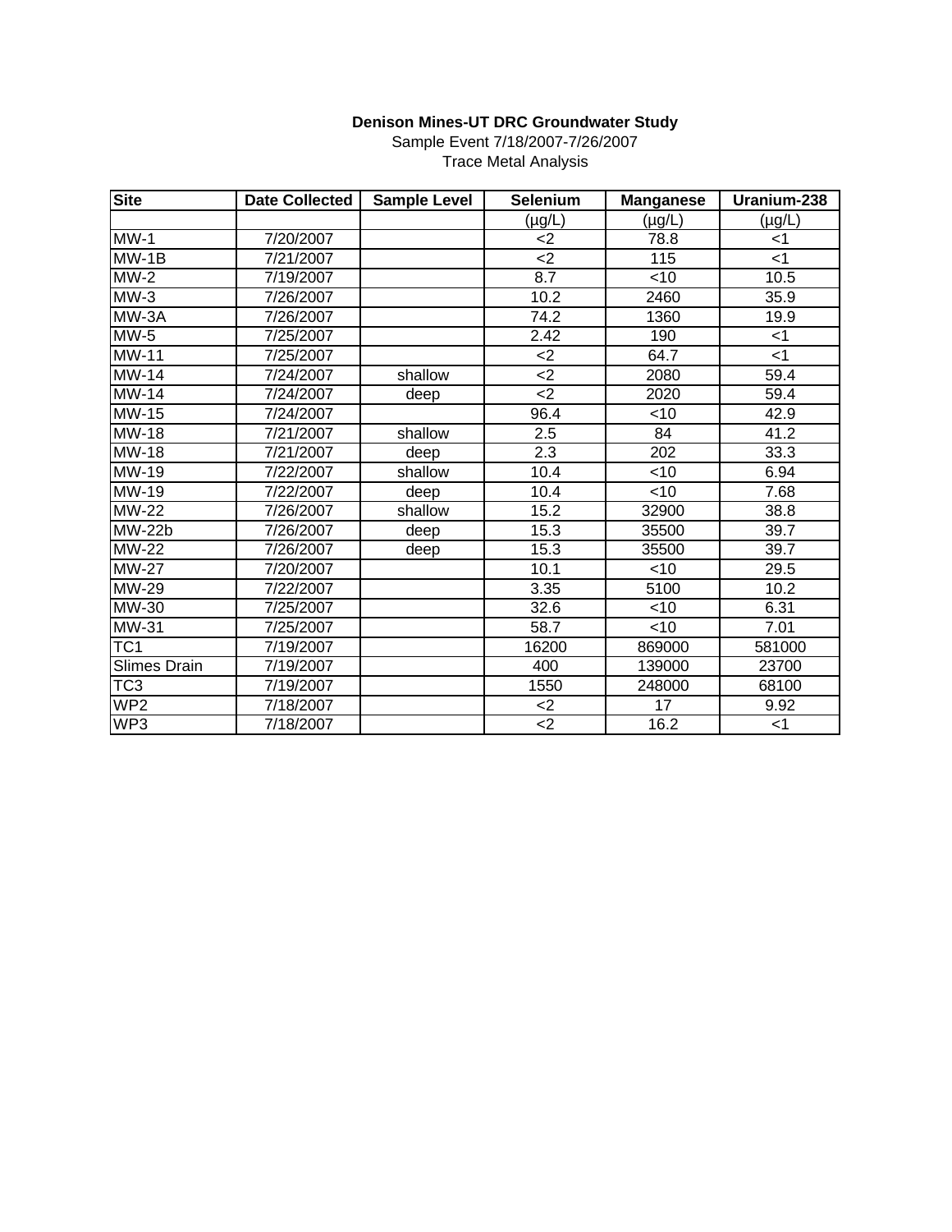**Denison Mines-UT DRC Groundwater Study**

Sample Event 7/18/2007-7/26/2007

Trace Metal Analysis

| Site | Date Collected | Sample Level | Selenium | Manganese | Uranium-238 |
|---|---|---|---|---|---|
| | | | (µg/L) | (µg/L) | (µg/L) |
| MW-1 | 7/20/2007 | | <2 | 78.8 | <1 |
| MW-1B | 7/21/2007 | | <2 | 115 | <1 |
| MW-2 | 7/19/2007 | | 8.7 | <10 | 10.5 |
| MW-3 | 7/26/2007 | | 10.2 | 2460 | 35.9 |
| MW-3A | 7/26/2007 | | 74.2 | 1360 | 19.9 |
| MW-5 | 7/25/2007 | | 2.42 | 190 | <1 |
| MW-11 | 7/25/2007 | | <2 | 64.7 | <1 |
| MW-14 | 7/24/2007 | shallow | <2 | 2080 | 59.4 |
| MW-14 | 7/24/2007 | deep | <2 | 2020 | 59.4 |
| MW-15 | 7/24/2007 | | 96.4 | <10 | 42.9 |
| MW-18 | 7/21/2007 | shallow | 2.5 | 84 | 41.2 |
| MW-18 | 7/21/2007 | deep | 2.3 | 202 | 33.3 |
| MW-19 | 7/22/2007 | shallow | 10.4 | <10 | 6.94 |
| MW-19 | 7/22/2007 | deep | 10.4 | <10 | 7.68 |
| MW-22 | 7/26/2007 | shallow | 15.2 | 32900 | 38.8 |
| MW-22b | 7/26/2007 | deep | 15.3 | 35500 | 39.7 |
| MW-22 | 7/26/2007 | deep | 15.3 | 35500 | 39.7 |
| MW-27 | 7/20/2007 | | 10.1 | <10 | 29.5 |
| MW-29 | 7/22/2007 | | 3.35 | 5100 | 10.2 |
| MW-30 | 7/25/2007 | | 32.6 | <10 | 6.31 |
| MW-31 | 7/25/2007 | | 58.7 | <10 | 7.01 |
| TC1 | 7/19/2007 | | 16200 | 869000 | 581000 |
| Slimes Drain | 7/19/2007 | | 400 | 139000 | 23700 |
| TC3 | 7/19/2007 | | 1550 | 248000 | 68100 |
| WP2 | 7/18/2007 | | <2 | 17 | 9.92 |
| WP3 | 7/18/2007 | | <2 | 16.2 | <1 |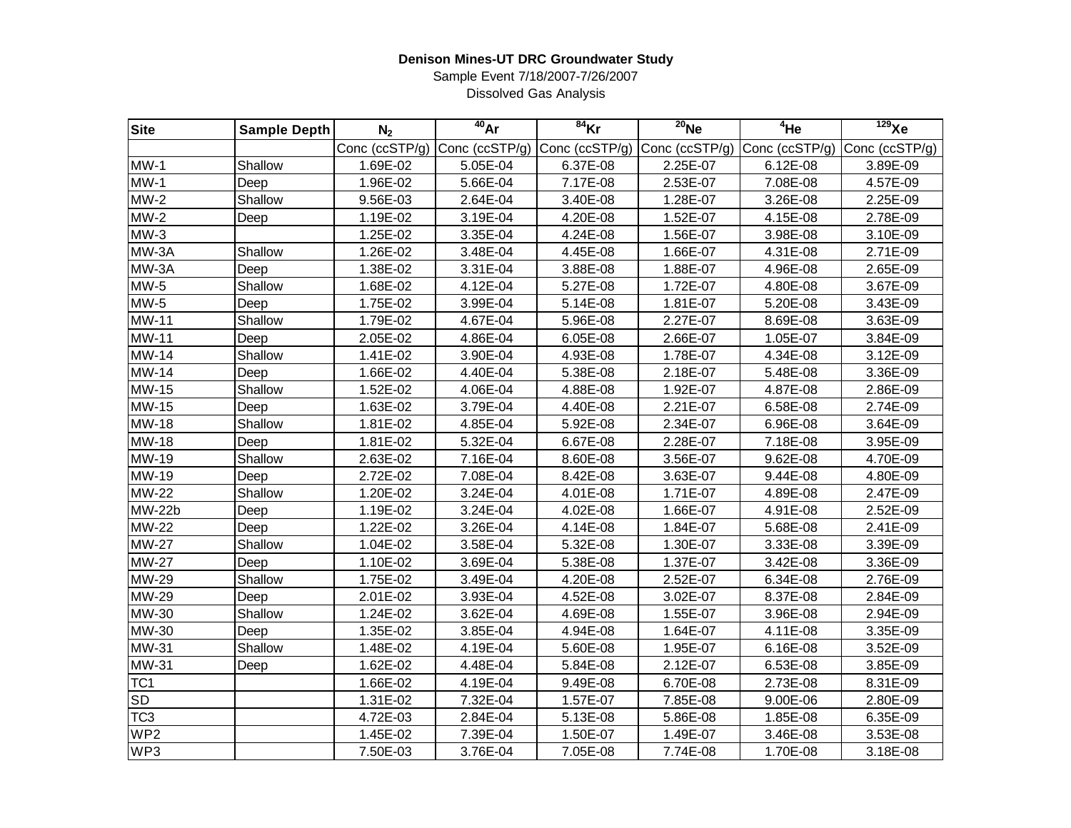**Denison Mines-UT DRC Groundwater Study**

Sample Event 7/18/2007-7/26/2007

Dissolved Gas Analysis

| Site | Sample Depth | $N_2$ | $^{40}Ar$ | $^{84}Kr$ | $^{20}Ne$ | $^{4}He$ | $^{129}Xe$ |
|---|---|---|---|---|---|---|---|
| | | Conc (ccSTP/g) | Conc (ccSTP/g) | Conc (ccSTP/g) | Conc (ccSTP/g) | Conc (ccSTP/g) | Conc (ccSTP/g) |
| MW-1 | Shallow | 1.69E-02 | 5.05E-04 | 6.37E-08 | 2.25E-07 | 6.12E-08 | 3.89E-09 |
| MW-1 | Deep | 1.96E-02 | 5.66E-04 | 7.17E-08 | 2.53E-07 | 7.08E-08 | 4.57E-09 |
| MW-2 | Shallow | 9.56E-03 | 2.64E-04 | 3.40E-08 | 1.28E-07 | 3.26E-08 | 2.25E-09 |
| MW-2 | Deep | 1.19E-02 | 3.19E-04 | 4.20E-08 | 1.52E-07 | 4.15E-08 | 2.78E-09 |
| MW-3 | | 1.25E-02 | 3.35E-04 | 4.24E-08 | 1.56E-07 | 3.98E-08 | 3.10E-09 |
| MW-3A | Shallow | 1.26E-02 | 3.48E-04 | 4.45E-08 | 1.66E-07 | 4.31E-08 | 2.71E-09 |
| MW-3A | Deep | 1.38E-02 | 3.31E-04 | 3.88E-08 | 1.88E-07 | 4.96E-08 | 2.65E-09 |
| MW-5 | Shallow | 1.68E-02 | 4.12E-04 | 5.27E-08 | 1.72E-07 | 4.80E-08 | 3.67E-09 |
| MW-5 | Deep | 1.75E-02 | 3.99E-04 | 5.14E-08 | 1.81E-07 | 5.20E-08 | 3.43E-09 |
| MW-11 | Shallow | 1.79E-02 | 4.67E-04 | 5.96E-08 | 2.27E-07 | 8.69E-08 | 3.63E-09 |
| MW-11 | Deep | 2.05E-02 | 4.86E-04 | 6.05E-08 | 2.66E-07 | 1.05E-07 | 3.84E-09 |
| MW-14 | Shallow | 1.41E-02 | 3.90E-04 | 4.93E-08 | 1.78E-07 | 4.34E-08 | 3.12E-09 |
| MW-14 | Deep | 1.66E-02 | 4.40E-04 | 5.38E-08 | 2.18E-07 | 5.48E-08 | 3.36E-09 |
| MW-15 | Shallow | 1.52E-02 | 4.06E-04 | 4.88E-08 | 1.92E-07 | 4.87E-08 | 2.86E-09 |
| MW-15 | Deep | 1.63E-02 | 3.79E-04 | 4.40E-08 | 2.21E-07 | 6.58E-08 | 2.74E-09 |
| MW-18 | Shallow | 1.81E-02 | 4.85E-04 | 5.92E-08 | 2.34E-07 | 6.96E-08 | 3.64E-09 |
| MW-18 | Deep | 1.81E-02 | 5.32E-04 | 6.67E-08 | 2.28E-07 | 7.18E-08 | 3.95E-09 |
| MW-19 | Shallow | 2.63E-02 | 7.16E-04 | 8.60E-08 | 3.56E-07 | 9.62E-08 | 4.70E-09 |
| MW-19 | Deep | 2.72E-02 | 7.08E-04 | 8.42E-08 | 3.63E-07 | 9.44E-08 | 4.80E-09 |
| MW-22 | Shallow | 1.20E-02 | 3.24E-04 | 4.01E-08 | 1.71E-07 | 4.89E-08 | 2.47E-09 |
| MW-22b | Deep | 1.19E-02 | 3.24E-04 | 4.02E-08 | 1.66E-07 | 4.91E-08 | 2.52E-09 |
| MW-22 | Deep | 1.22E-02 | 3.26E-04 | 4.14E-08 | 1.84E-07 | 5.68E-08 | 2.41E-09 |
| MW-27 | Shallow | 1.04E-02 | 3.58E-04 | 5.32E-08 | 1.30E-07 | 3.33E-08 | 3.39E-09 |
| MW-27 | Deep | 1.10E-02 | 3.69E-04 | 5.38E-08 | 1.37E-07 | 3.42E-08 | 3.36E-09 |
| MW-29 | Shallow | 1.75E-02 | 3.49E-04 | 4.20E-08 | 2.52E-07 | 6.34E-08 | 2.76E-09 |
| MW-29 | Deep | 2.01E-02 | 3.93E-04 | 4.52E-08 | 3.02E-07 | 8.37E-08 | 2.84E-09 |
| MW-30 | Shallow | 1.24E-02 | 3.62E-04 | 4.69E-08 | 1.55E-07 | 3.96E-08 | 2.94E-09 |
| MW-30 | Deep | 1.35E-02 | 3.85E-04 | 4.94E-08 | 1.64E-07 | 4.11E-08 | 3.35E-09 |
| MW-31 | Shallow | 1.48E-02 | 4.19E-04 | 5.60E-08 | 1.95E-07 | 6.16E-08 | 3.52E-09 |
| MW-31 | Deep | 1.62E-02 | 4.48E-04 | 5.84E-08 | 2.12E-07 | 6.53E-08 | 3.85E-09 |
| TC1 | | 1.66E-02 | 4.19E-04 | 9.49E-08 | 6.70E-08 | 2.73E-08 | 8.31E-09 |
| SD | | 1.31E-02 | 7.32E-04 | 1.57E-07 | 7.85E-08 | 9.00E-06 | 2.80E-09 |
| TC3 | | 4.72E-03 | 2.84E-04 | 5.13E-08 | 5.86E-08 | 1.85E-08 | 6.35E-09 |
| WP2 | | 1.45E-02 | 7.39E-04 | 1.50E-07 | 1.49E-07 | 3.46E-08 | 3.53E-08 |
| WP3 | | 7.50E-03 | 3.76E-04 | 7.05E-08 | 7.74E-08 | 1.70E-08 | 3.18E-08 |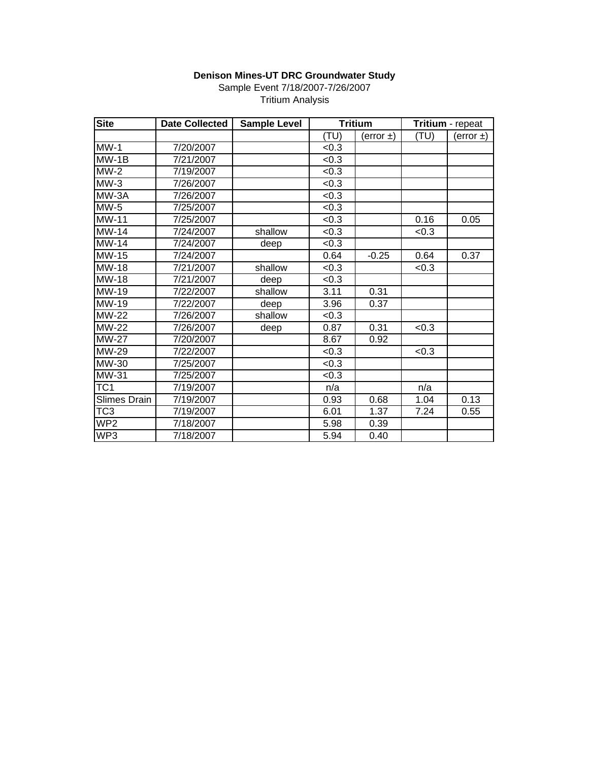**Denison Mines-UT DRC Groundwater Study**

Sample Event 7/18/2007-7/26/2007

Tritium Analysis

| Site | Date Collected | Sample Level | Tritium | | Tritium - repeat | |
|---|---|---|---|---|---|---|
| | | | (TU) | (error ±) | (TU) | (error ±) |
| MW-1 | 7/20/2007 | | <0.3 | | | |
| MW-1B | 7/21/2007 | | <0.3 | | | |
| MW-2 | 7/19/2007 | | <0.3 | | | |
| MW-3 | 7/26/2007 | | <0.3 | | | |
| MW-3A | 7/26/2007 | | <0.3 | | | |
| MW-5 | 7/25/2007 | | <0.3 | | | |
| MW-11 | 7/25/2007 | | <0.3 | | 0.16 | 0.05 |
| MW-14 | 7/24/2007 | shallow | <0.3 | | <0.3 | |
| MW-14 | 7/24/2007 | deep | <0.3 | | | |
| MW-15 | 7/24/2007 | | 0.64 | -0.25 | 0.64 | 0.37 |
| MW-18 | 7/21/2007 | shallow | <0.3 | | <0.3 | |
| MW-18 | 7/21/2007 | deep | <0.3 | | | |
| MW-19 | 7/22/2007 | shallow | 3.11 | 0.31 | | |
| MW-19 | 7/22/2007 | deep | 3.96 | 0.37 | | |
| MW-22 | 7/26/2007 | shallow | <0.3 | | | |
| MW-22 | 7/26/2007 | deep | 0.87 | 0.31 | <0.3 | |
| MW-27 | 7/20/2007 | | 8.67 | 0.92 | | |
| MW-29 | 7/22/2007 | | <0.3 | | <0.3 | |
| MW-30 | 7/25/2007 | | <0.3 | | | |
| MW-31 | 7/25/2007 | | <0.3 | | | |
| TC1 | 7/19/2007 | | n/a | | n/a | |
| Slimes Drain | 7/19/2007 | | 0.93 | 0.68 | 1.04 | 0.13 |
| TC3 | 7/19/2007 | | 6.01 | 1.37 | 7.24 | 0.55 |
| WP2 | 7/18/2007 | | 5.98 | 0.39 | | |
| WP3 | 7/18/2007 | | 5.94 | 0.40 | | |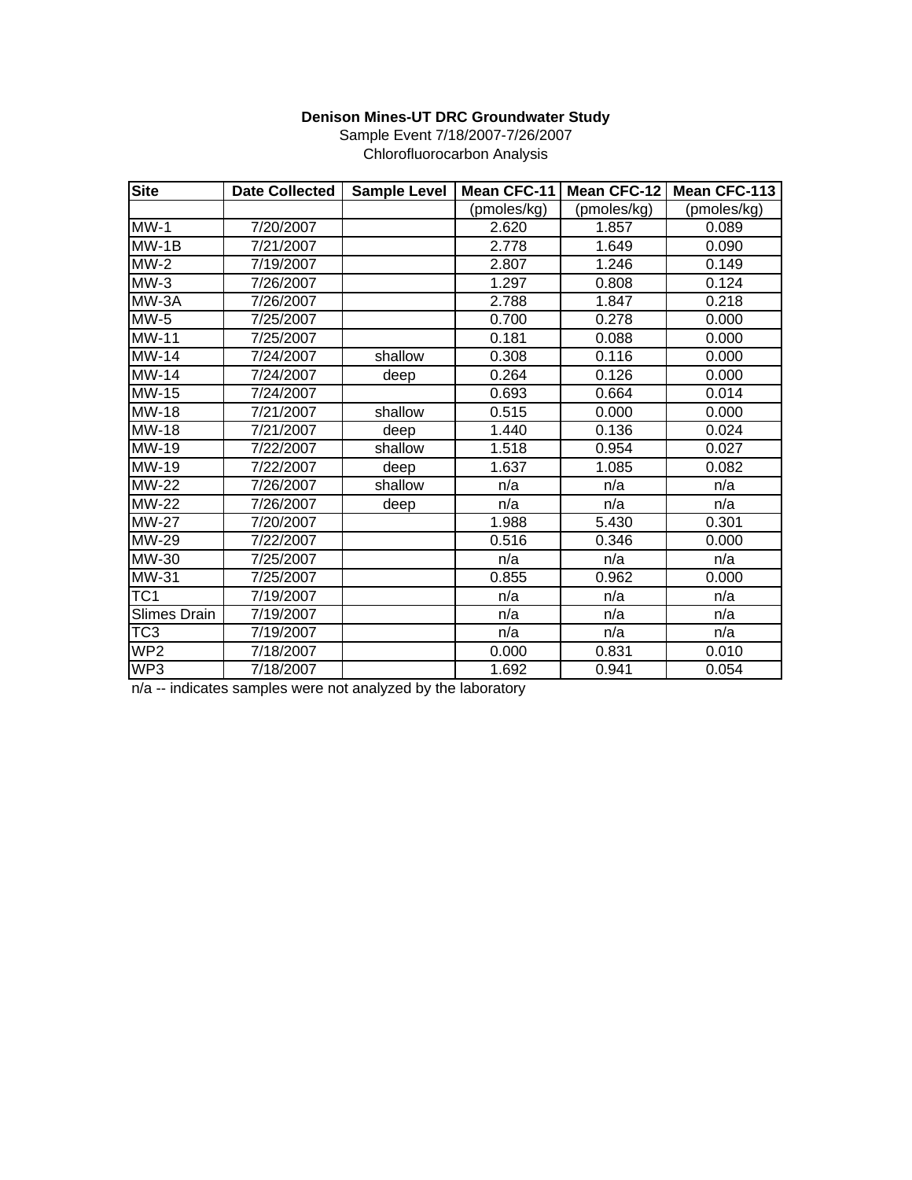**Denison Mines-UT DRC Groundwater Study**

Sample Event 7/18/2007-7/26/2007

Chlorofluorocarbon Analysis

| Site | Date Collected | Sample Level | Mean CFC-11 | Mean CFC-12 | Mean CFC-113 |
|---|---|---|---|---|---|
| | | | (pmoles/kg) | (pmoles/kg) | (pmoles/kg) |
| MW-1 | 7/20/2007 | | 2.620 | 1.857 | 0.089 |
| MW-1B | 7/21/2007 | | 2.778 | 1.649 | 0.090 |
| MW-2 | 7/19/2007 | | 2.807 | 1.246 | 0.149 |
| MW-3 | 7/26/2007 | | 1.297 | 0.808 | 0.124 |
| MW-3A | 7/26/2007 | | 2.788 | 1.847 | 0.218 |
| MW-5 | 7/25/2007 | | 0.700 | 0.278 | 0.000 |
| MW-11 | 7/25/2007 | | 0.181 | 0.088 | 0.000 |
| MW-14 | 7/24/2007 | shallow | 0.308 | 0.116 | 0.000 |
| MW-14 | 7/24/2007 | deep | 0.264 | 0.126 | 0.000 |
| MW-15 | 7/24/2007 | | 0.693 | 0.664 | 0.014 |
| MW-18 | 7/21/2007 | shallow | 0.515 | 0.000 | 0.000 |
| MW-18 | 7/21/2007 | deep | 1.440 | 0.136 | 0.024 |
| MW-19 | 7/22/2007 | shallow | 1.518 | 0.954 | 0.027 |
| MW-19 | 7/22/2007 | deep | 1.637 | 1.085 | 0.082 |
| MW-22 | 7/26/2007 | shallow | n/a | n/a | n/a |
| MW-22 | 7/26/2007 | deep | n/a | n/a | n/a |
| MW-27 | 7/20/2007 | | 1.988 | 5.430 | 0.301 |
| MW-29 | 7/22/2007 | | 0.516 | 0.346 | 0.000 |
| MW-30 | 7/25/2007 | | n/a | n/a | n/a |
| MW-31 | 7/25/2007 | | 0.855 | 0.962 | 0.000 |
| TC1 | 7/19/2007 | | n/a | n/a | n/a |
| Slimes Drain | 7/19/2007 | | n/a | n/a | n/a |
| TC3 | 7/19/2007 | | n/a | n/a | n/a |
| WP2 | 7/18/2007 | | 0.000 | 0.831 | 0.010 |
| WP3 | 7/18/2007 | | 1.692 | 0.941 | 0.054 |

n/a -- indicates samples were not analyzed by the laboratory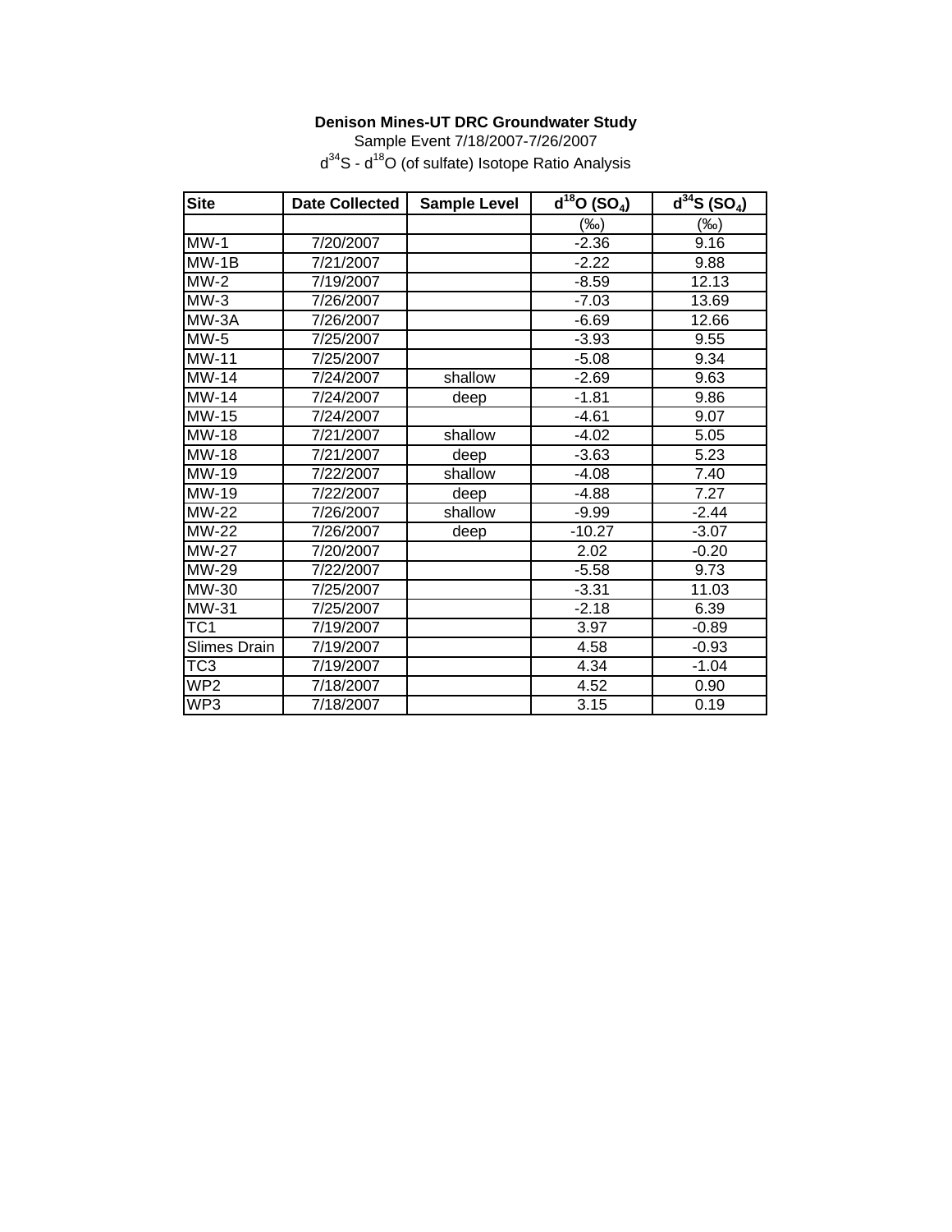**Denison Mines-UT DRC Groundwater Study**

Sample Event 7/18/2007-7/26/2007

$d^{34}S$ - $d^{18}O$ (of sulfate) Isotope Ratio Analysis

| Site | Date Collected | Sample Level | $d^{18}O$ ($SO_4$) | $d^{34}S$ ($SO_4$) |
|---|---|---|---|---|
| | | | (‰) | (‰) |
| MW-1 | 7/20/2007 | | -2.36 | 9.16 |
| MW-1B | 7/21/2007 | | -2.22 | 9.88 |
| MW-2 | 7/19/2007 | | -8.59 | 12.13 |
| MW-3 | 7/26/2007 | | -7.03 | 13.69 |
| MW-3A | 7/26/2007 | | -6.69 | 12.66 |
| MW-5 | 7/25/2007 | | -3.93 | 9.55 |
| MW-11 | 7/25/2007 | | -5.08 | 9.34 |
| MW-14 | 7/24/2007 | shallow | -2.69 | 9.63 |
| MW-14 | 7/24/2007 | deep | -1.81 | 9.86 |
| MW-15 | 7/24/2007 | | -4.61 | 9.07 |
| MW-18 | 7/21/2007 | shallow | -4.02 | 5.05 |
| MW-18 | 7/21/2007 | deep | -3.63 | 5.23 |
| MW-19 | 7/22/2007 | shallow | -4.08 | 7.40 |
| MW-19 | 7/22/2007 | deep | -4.88 | 7.27 |
| MW-22 | 7/26/2007 | shallow | -9.99 | -2.44 |
| MW-22 | 7/26/2007 | deep | -10.27 | -3.07 |
| MW-27 | 7/20/2007 | | 2.02 | -0.20 |
| MW-29 | 7/22/2007 | | -5.58 | 9.73 |
| MW-30 | 7/25/2007 | | -3.31 | 11.03 |
| MW-31 | 7/25/2007 | | -2.18 | 6.39 |
| TC1 | 7/19/2007 | | 3.97 | -0.89 |
| Slimes Drain | 7/19/2007 | | 4.58 | -0.93 |
| TC3 | 7/19/2007 | | 4.34 | -1.04 |
| WP2 | 7/18/2007 | | 4.52 | 0.90 |
| WP3 | 7/18/2007 | | 3.15 | 0.19 |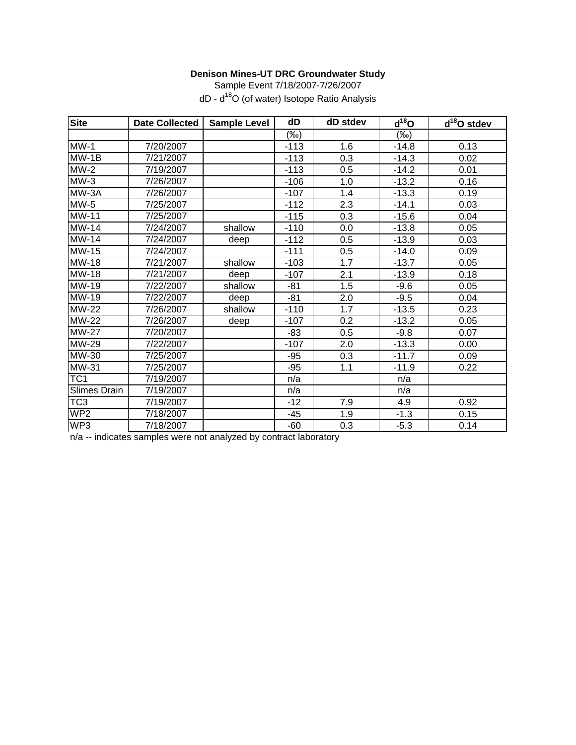**Denison Mines-UT DRC Groundwater Study**

Sample Event 7/18/2007-7/26/2007

dD - $d^{18}O$ (of water) Isotope Ratio Analysis

| Site | Date Collected | Sample Level | dD | dD stdev | $d^{18}O$ | $d^{18}O$ stdev |
|---|---|---|---|---|---|---|
| | | | (‰) | | (‰) | |
| MW-1 | 7/20/2007 | | -113 | 1.6 | -14.8 | 0.13 |
| MW-1B | 7/21/2007 | | -113 | 0.3 | -14.3 | 0.02 |
| MW-2 | 7/19/2007 | | -113 | 0.5 | -14.2 | 0.01 |
| MW-3 | 7/26/2007 | | -106 | 1.0 | -13.2 | 0.16 |
| MW-3A | 7/26/2007 | | -107 | 1.4 | -13.3 | 0.19 |
| MW-5 | 7/25/2007 | | -112 | 2.3 | -14.1 | 0.03 |
| MW-11 | 7/25/2007 | | -115 | 0.3 | -15.6 | 0.04 |
| MW-14 | 7/24/2007 | shallow | -110 | 0.0 | -13.8 | 0.05 |
| MW-14 | 7/24/2007 | deep | -112 | 0.5 | -13.9 | 0.03 |
| MW-15 | 7/24/2007 | | -111 | 0.5 | -14.0 | 0.09 |
| MW-18 | 7/21/2007 | shallow | -103 | 1.7 | -13.7 | 0.05 |
| MW-18 | 7/21/2007 | deep | -107 | 2.1 | -13.9 | 0.18 |
| MW-19 | 7/22/2007 | shallow | -81 | 1.5 | -9.6 | 0.05 |
| MW-19 | 7/22/2007 | deep | -81 | 2.0 | -9.5 | 0.04 |
| MW-22 | 7/26/2007 | shallow | -110 | 1.7 | -13.5 | 0.23 |
| MW-22 | 7/26/2007 | deep | -107 | 0.2 | -13.2 | 0.05 |
| MW-27 | 7/20/2007 | | -83 | 0.5 | -9.8 | 0.07 |
| MW-29 | 7/22/2007 | | -107 | 2.0 | -13.3 | 0.00 |
| MW-30 | 7/25/2007 | | -95 | 0.3 | -11.7 | 0.09 |
| MW-31 | 7/25/2007 | | -95 | 1.1 | -11.9 | 0.22 |
| TC1 | 7/19/2007 | | n/a | | n/a | |
| Slimes Drain | 7/19/2007 | | n/a | | n/a | |
| TC3 | 7/19/2007 | | -12 | 7.9 | 4.9 | 0.92 |
| WP2 | 7/18/2007 | | -45 | 1.9 | -1.3 | 0.15 |
| WP3 | 7/18/2007 | | -60 | 0.3 | -5.3 | 0.14 |

n/a -- indicates samples were not analyzed by contract laboratory